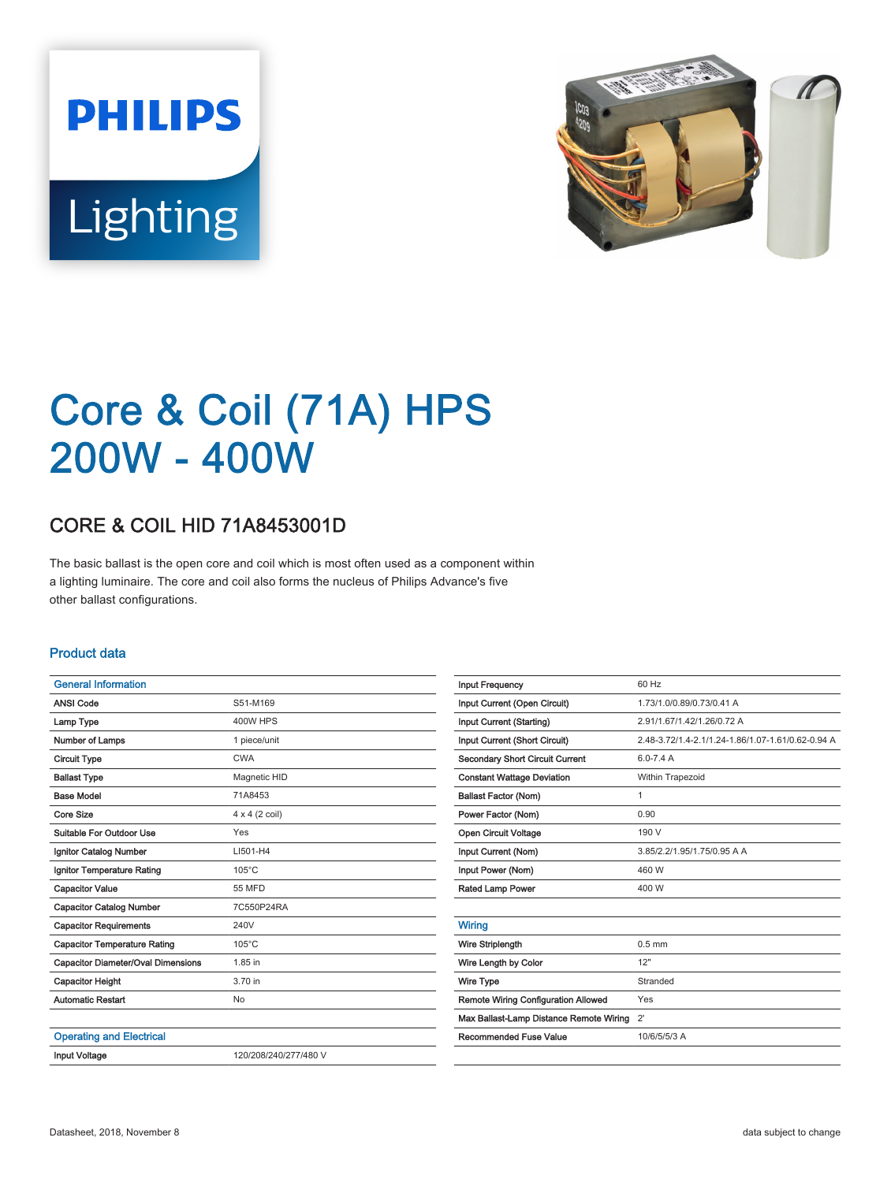# Core & Coil (71A) HPS 200W - 400W

## CORE & COIL HID 71A8453001D

The basic ballast is the open core and coil which is most often used as a component within a lighting luminaire. The core and coil also forms the nucleus of Philips Advance's five other ballast configurations.

### Product data

| General Information | |
|---|---|
| ANSI Code | S51-M169 |
| Lamp Type | 400W HPS |
| Number of Lamps | 1 piece/unit |
| Circuit Type | CWA |
| Ballast Type | Magnetic HID |
| Base Model | 71A8453 |
| Core Size | 4 x 4 (2 coil) |
| Suitable For Outdoor Use | Yes |
| Ignitor Catalog Number | LI501-H4 |
| Ignitor Temperature Rating | 105°C |
| Capacitor Value | 55 MFD |
| Capacitor Catalog Number | 7C550P24RA |
| Capacitor Requirements | 240V |
| Capacitor Temperature Rating | 105°C |
| Capacitor Diameter/Oval Dimensions | 1.85 in |
| Capacitor Height | 3.70 in |
| Automatic Restart | No |

| Operating and Electrical | |
|---|---|
| Input Voltage | 120/208/240/277/480 V |
| Input Frequency | 60 Hz |
| Input Current (Open Circuit) | 1.73/1.0/0.89/0.73/0.41 A |
| Input Current (Starting) | 2.91/1.67/1.42/1.26/0.72 A |
| Input Current (Short Circuit) | 2.48-3.72/1.4-2.1/1.24-1.86/1.07-1.61/0.62-0.94 A |
| Secondary Short Circuit Current | 6.0-7.4 A |
| Constant Wattage Deviation | Within Trapezoid |
| Ballast Factor (Nom) | 1 |
| Power Factor (Nom) | 0.90 |
| Open Circuit Voltage | 190 V |
| Input Current (Nom) | 3.85/2.2/1.95/1.75/0.95 A A |
| Input Power (Nom) | 460 W |
| Rated Lamp Power | 400 W |

| Wiring | |
|---|---|
| Wire Striplength | 0.5 mm |
| Wire Length by Color | 12" |
| Wire Type | Stranded |
| Remote Wiring Configuration Allowed | Yes |
| Max Ballast-Lamp Distance Remote Wiring | 2' |
| Recommended Fuse Value | 10/6/5/5/3 A |

Datasheet, 2018, November 8

data subject to change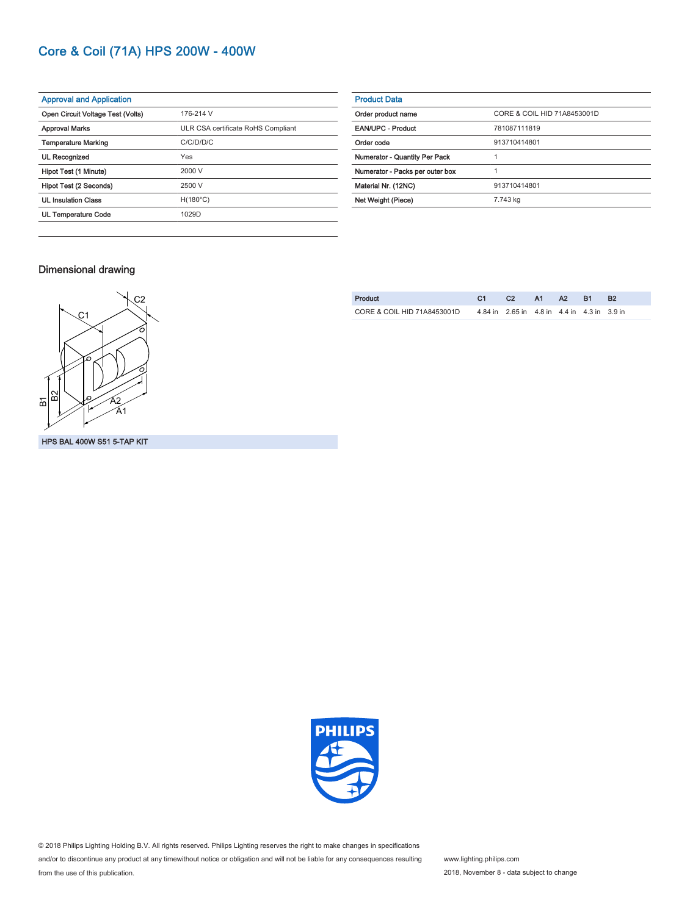# Core & Coil (71A) HPS 200W - 400W

| Approval and Application | |
|---|---|
| Open Circuit Voltage Test (Volts) | 176-214 V |
| Approval Marks | ULR CSA certificate RoHS Compliant |
| Temperature Marking | C/C/D/D/C |
| UL Recognized | Yes |
| Hipot Test (1 Minute) | 2000 V |
| Hipot Test (2 Seconds) | 2500 V |
| UL Insulation Class | H(180°C) |
| UL Temperature Code | 1029D |

| Product Data | |
|---|---|
| Order product name | CORE & COIL HID 71A8453001D |
| EAN/UPC - Product | 781087111819 |
| Order code | 913710414801 |
| Numerator - Quantity Per Pack | 1 |
| Numerator - Packs per outer box | 1 |
| Material Nr. (12NC) | 913710414801 |
| Net Weight (Piece) | 7.743 kg |

## Dimensional drawing

C2
C1
B1
B2
A2
A1

HPS BAL 400W S51 5-TAP KIT

| Product | C1 | C2 | A1 | A2 | B1 | B2 |
|---|---|---|---|---|---|---|
| CORE & COIL HID 71A8453001D | 4.84 in | 2.65 in | 4.8 in | 4.4 in | 4.3 in | 3.9 in |

© 2018 Philips Lighting Holding B.V. All rights reserved. Philips Lighting reserves the right to make changes in specifications and/or to discontinue any product at any timewithout notice or obligation and will not be liable for any consequences resulting from the use of this publication.

www.lighting.philips.com

2018, November 8 - data subject to change